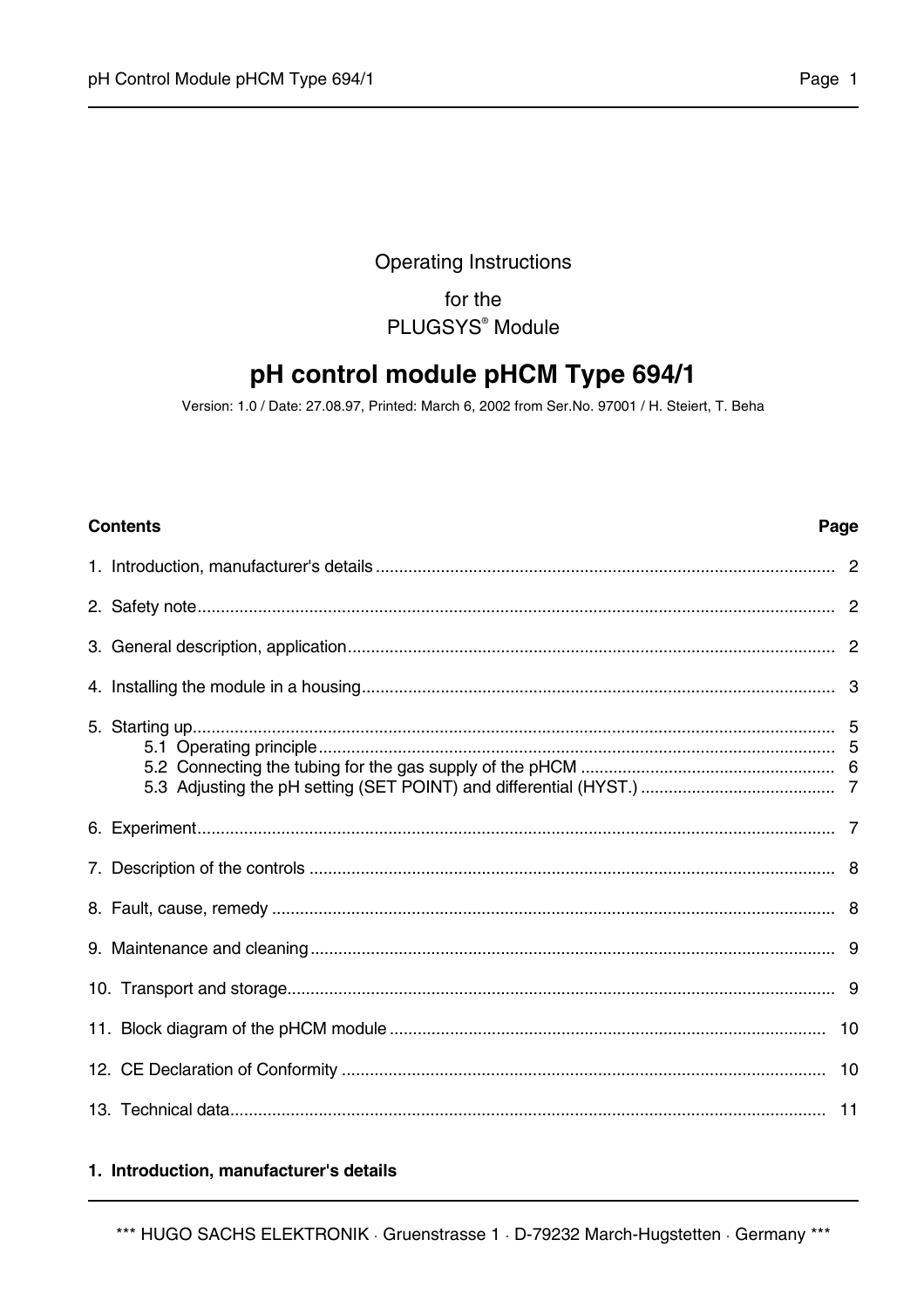Operating Instructions

for the

PLUGSYS® Module

# pH control module pHCM Type 694/1

Version: 1.0 / Date: 27.08.97, Printed: March 6, 2002 from Ser.No. 97001 / H. Steiert, T. Beha

| **Contents** | **Page** |
|---|---|
| 1. Introduction, manufacturer's details | 2 |
| 2. Safety note | 2 |
| 3. General description, application | 2 |
| 4. Installing the module in a housing | 3 |
| 5. Starting up | 5 |
| 5.1 Operating principle | 5 |
| 5.2 Connecting the tubing for the gas supply of the pHCM | 6 |
| 5.3 Adjusting the pH setting (SET POINT) and differential (HYST.) | 7 |
| 6. Experiment | 7 |
| 7. Description of the controls | 8 |
| 8. Fault, cause, remedy | 8 |
| 9. Maintenance and cleaning | 9 |
| 10. Transport and storage | 9 |
| 11. Block diagram of the pHCM module | 10 |
| 12. CE Declaration of Conformity | 10 |
| 13. Technical data | 11 |

## 1. Introduction, manufacturer's details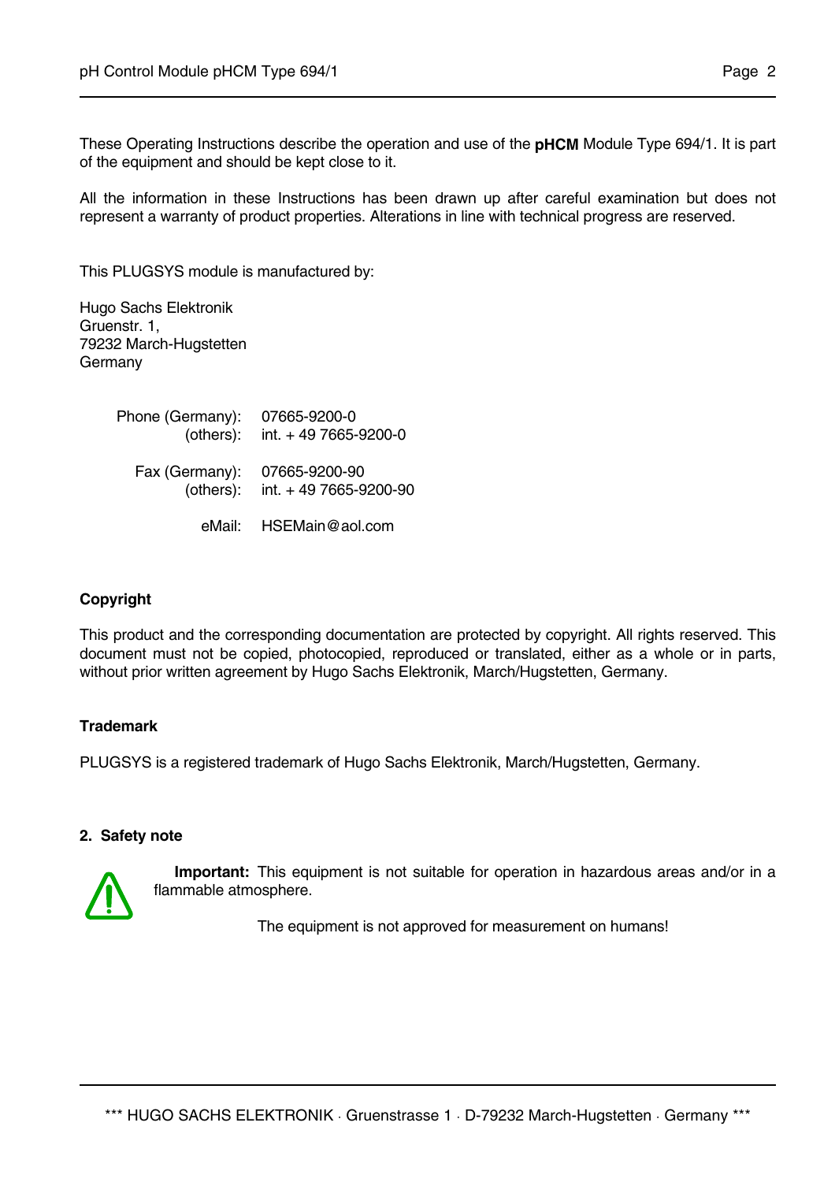These Operating Instructions describe the operation and use of the **pHCM** Module Type 694/1. It is part of the equipment and should be kept close to it.

All the information in these Instructions has been drawn up after careful examination but does not represent a warranty of product properties. Alterations in line with technical progress are reserved.

This PLUGSYS module is manufactured by:

Hugo Sachs Elektronik
Gruenstr. 1,
79232 March-Hugstetten
Germany

| | |
|---|---|
| Phone (Germany): | 07665-9200-0 |
| (others): | int. + 49 7665-9200-0 |
| Fax (Germany): | 07665-9200-90 |
| (others): | int. + 49 7665-9200-90 |
| eMail: | HSEMain@aol.com |

**Copyright**

This product and the corresponding documentation are protected by copyright. All rights reserved. This document must not be copied, photocopied, reproduced or translated, either as a whole or in parts, without prior written agreement by Hugo Sachs Elektronik, March/Hugstetten, Germany.

**Trademark**

PLUGSYS is a registered trademark of Hugo Sachs Elektronik, March/Hugstetten, Germany.

## 2. Safety note

**Important:** This equipment is not suitable for operation in hazardous areas and/or in a flammable atmosphere.

The equipment is not approved for measurement on humans!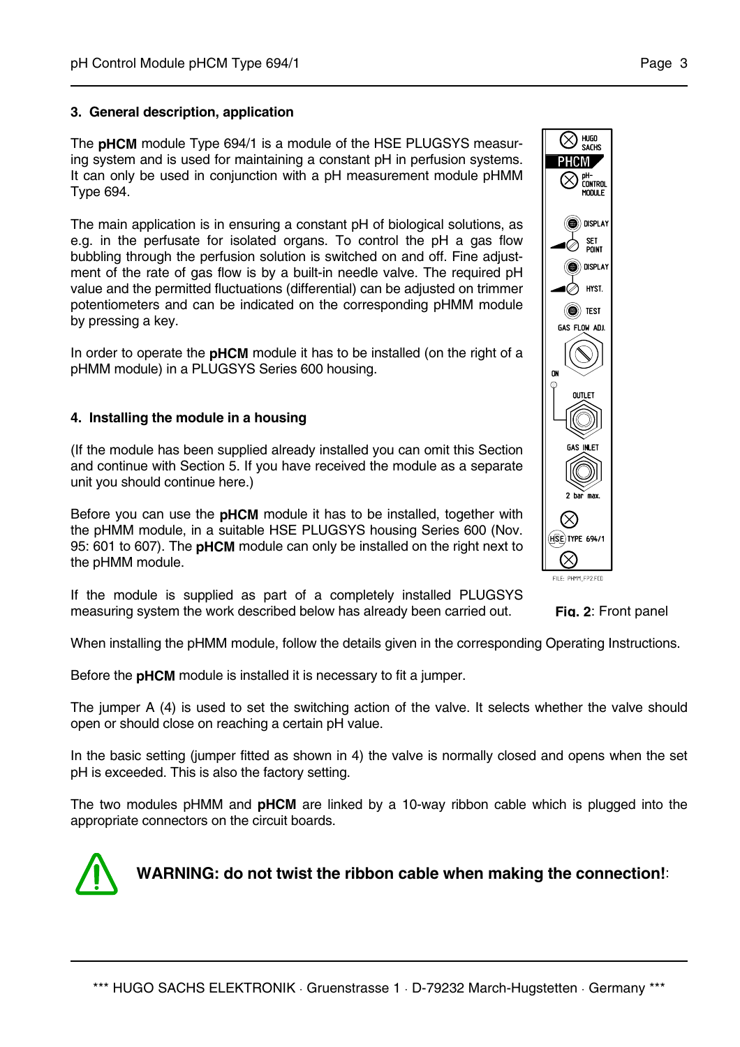## 3. General description, application

The **pHCM** module Type 694/1 is a module of the HSE PLUGSYS measuring system and is used for maintaining a constant pH in perfusion systems. It can only be used in conjunction with a pH measurement module pHMM Type 694.

The main application is in ensuring a constant pH of biological solutions, as e.g. in the perfusate for isolated organs. To control the pH a gas flow bubbling through the perfusion solution is switched on and off. Fine adjustment of the rate of gas flow is by a built-in needle valve. The required pH value and the permitted fluctuations (differential) can be adjusted on trimmer potentiometers and can be indicated on the corresponding pHMM module by pressing a key.

In order to operate the **pHCM** module it has to be installed (on the right of a pHMM module) in a PLUGSYS Series 600 housing.

HUGO SACHS

PHCM

pH-CONTROL MODULE

DISPLAY

SET POINT

DISPLAY

HYST.

TEST

GAS FLOW ADJ.

ON

OUTLET

GAS INLET

2 bar max.

HSE TYPE 694/1

FILE: PHMM_FP2.FCD

**Fig. 2**: Front panel

## 4. Installing the module in a housing

(If the module has been supplied already installed you can omit this Section and continue with Section 5. If you have received the module as a separate unit you should continue here.)

Before you can use the **pHCM** module it has to be installed, together with the pHMM module, in a suitable HSE PLUGSYS housing Series 600 (Nov. 95: 601 to 607). The **pHCM** module can only be installed on the right next to the pHMM module.

If the module is supplied as part of a completely installed PLUGSYS measuring system the work described below has already been carried out.

When installing the pHMM module, follow the details given in the corresponding Operating Instructions.

Before the **pHCM** module is installed it is necessary to fit a jumper.

The jumper A (4) is used to set the switching action of the valve. It selects whether the valve should open or should close on reaching a certain pH value.

In the basic setting (jumper fitted as shown in 4) the valve is normally closed and opens when the set pH is exceeded. This is also the factory setting.

The two modules pHMM and **pHCM** are linked by a 10-way ribbon cable which is plugged into the appropriate connectors on the circuit boards.

**WARNING: do not twist the ribbon cable when making the connection!**: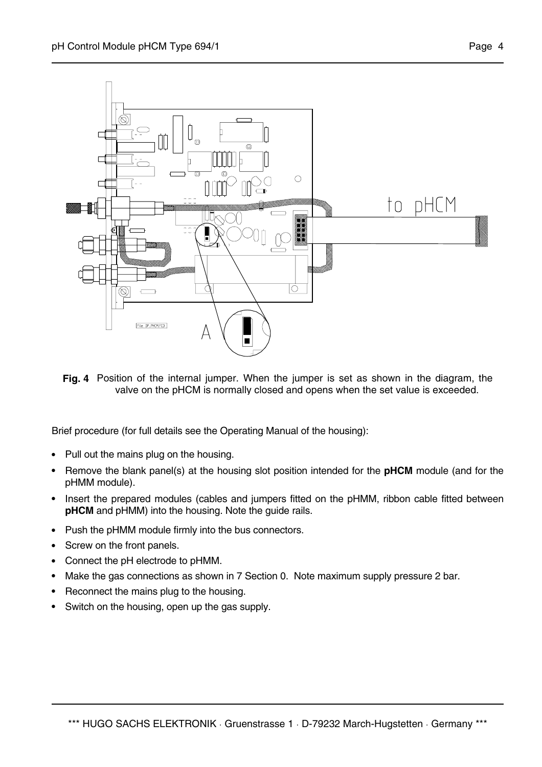**Fig. 4** Position of the internal jumper. When the jumper is set as shown in the diagram, the valve on the pHCM is normally closed and opens when the set value is exceeded.

Brief procedure (for full details see the Operating Manual of the housing):

- Pull out the mains plug on the housing.
- Remove the blank panel(s) at the housing slot position intended for the **pHCM** module (and for the pHMM module).
- Insert the prepared modules (cables and jumpers fitted on the pHMM, ribbon cable fitted between **pHCM** and pHMM) into the housing. Note the guide rails.
- Push the pHMM module firmly into the bus connectors.
- Screw on the front panels.
- Connect the pH electrode to pHMM.
- Make the gas connections as shown in 7 Section 0. Note maximum supply pressure 2 bar.
- Reconnect the mains plug to the housing.
- Switch on the housing, open up the gas supply.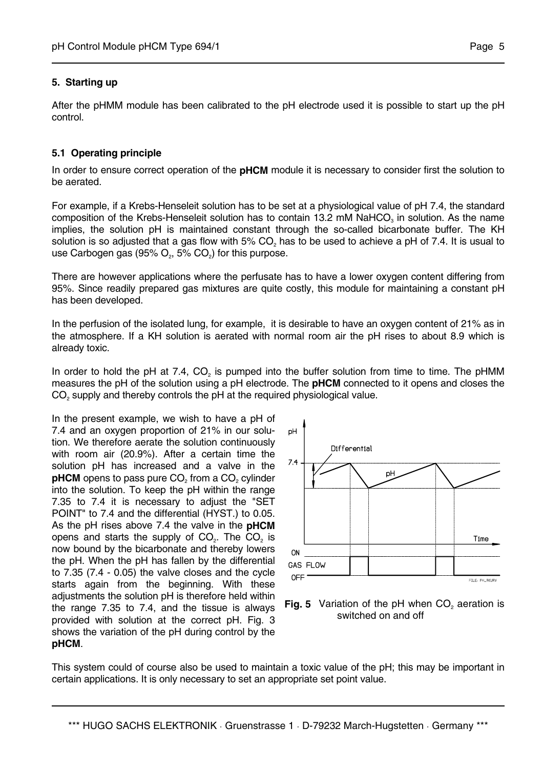## 5. Starting up

After the pHMM module has been calibrated to the pH electrode used it is possible to start up the pH control.

### 5.1 Operating principle

In order to ensure correct operation of the **pHCM** module it is necessary to consider first the solution to be aerated.

For example, if a Krebs-Henseleit solution has to be set at a physiological value of pH 7.4, the standard composition of the Krebs-Henseleit solution has to contain 13.2 mM $NaHCO_3$ in solution. As the name implies, the solution pH is maintained constant through the so-called bicarbonate buffer. The KH solution is so adjusted that a gas flow with 5% $CO_2$ has to be used to achieve a pH of 7.4. It is usual to use Carbogen gas (95% $O_2$, 5% $CO_2$) for this purpose.

There are however applications where the perfusate has to have a lower oxygen content differing from 95%. Since readily prepared gas mixtures are quite costly, this module for maintaining a constant pH has been developed.

In the perfusion of the isolated lung, for example, it is desirable to have an oxygen content of 21% as in the atmosphere. If a KH solution is aerated with normal room air the pH rises to about 8.9 which is already toxic.

In order to hold the pH at 7.4, $CO_2$ is pumped into the buffer solution from time to time. The pHMM measures the pH of the solution using a pH electrode. The **pHCM** connected to it opens and closes the $CO_2$ supply and thereby controls the pH at the required physiological value.

In the present example, we wish to have a pH of 7.4 and an oxygen proportion of 21% in our solution. We therefore aerate the solution continuously with room air (20.9%). After a certain time the solution pH has increased and a valve in the **pHCM** opens to pass pure $CO_2$ from a $CO_2$ cylinder into the solution. To keep the pH within the range 7.35 to 7.4 it is necessary to adjust the "SET POINT" to 7.4 and the differential (HYST.) to 0.05. As the pH rises above 7.4 the valve in the **pHCM** opens and starts the supply of $CO_2$. The $CO_2$ is now bound by the bicarbonate and thereby lowers the pH. When the pH has fallen by the differential to 7.35 (7.4 - 0.05) the valve closes and the cycle starts again from the beginning. With these adjustments the solution pH is therefore held within the range 7.35 to 7.4, and the tissue is always provided with solution at the correct pH. Fig. 3 shows the variation of the pH during control by the **pHCM**.

**Fig. 5** Variation of the pH when $CO_2$ aeration is switched on and off

This system could of course also be used to maintain a toxic value of the pH; this may be important in certain applications. It is only necessary to set an appropriate set point value.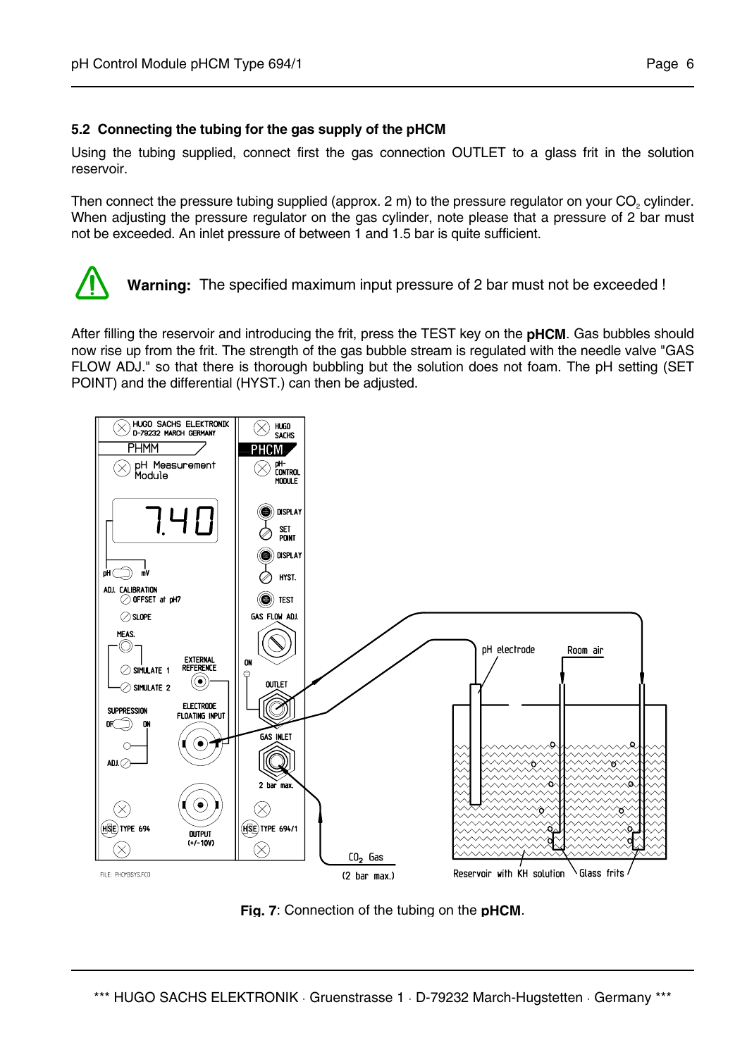### 5.2 Connecting the tubing for the gas supply of the pHCM

Using the tubing supplied, connect first the gas connection OUTLET to a glass frit in the solution reservoir.

Then connect the pressure tubing supplied (approx. 2 m) to the pressure regulator on your $CO_2$ cylinder. When adjusting the pressure regulator on the gas cylinder, note please that a pressure of 2 bar must not be exceeded. An inlet pressure of between 1 and 1.5 bar is quite sufficient.

**Warning:** The specified maximum input pressure of 2 bar must not be exceeded !

After filling the reservoir and introducing the frit, press the TEST key on the **pHCM**. Gas bubbles should now rise up from the frit. The strength of the gas bubble stream is regulated with the needle valve "GAS FLOW ADJ." so that there is thorough bubbling but the solution does not foam. The pH setting (SET POINT) and the differential (HYST.) can then be adjusted.

HUGO SACHS ELEKTRONIK
D-79232 MARCH GERMANY
PHMM
pH Measurement Module
7.40
pH mV
ADJ. CALIBRATION
OFFSET at pH7
SLOPE
MEAS.
SIMULATE 1
SIMULATE 2
EXTERNAL REFERENCE
SUPPRESSION
OFF ON
ELECTRODE FLOATING INPUT
ADJ.
HSE TYPE 694
OUTPUT (+/-10V)
FILE: PHCMSYS.FCD

HUGO SACHS
PHCM
pH-CONTROL MODULE
DISPLAY
SET POINT
DISPLAY
HYST.
TEST
GAS FLOW ADJ.
ON
OUTLET
GAS INLET
2 bar max.
HSE TYPE 694/1

pH electrode
Room air
$CO_2$ Gas
(2 bar max.)
Reservoir with KH solution
Glass frits

**Fig. 7**: Connection of the tubing on the **pHCM**.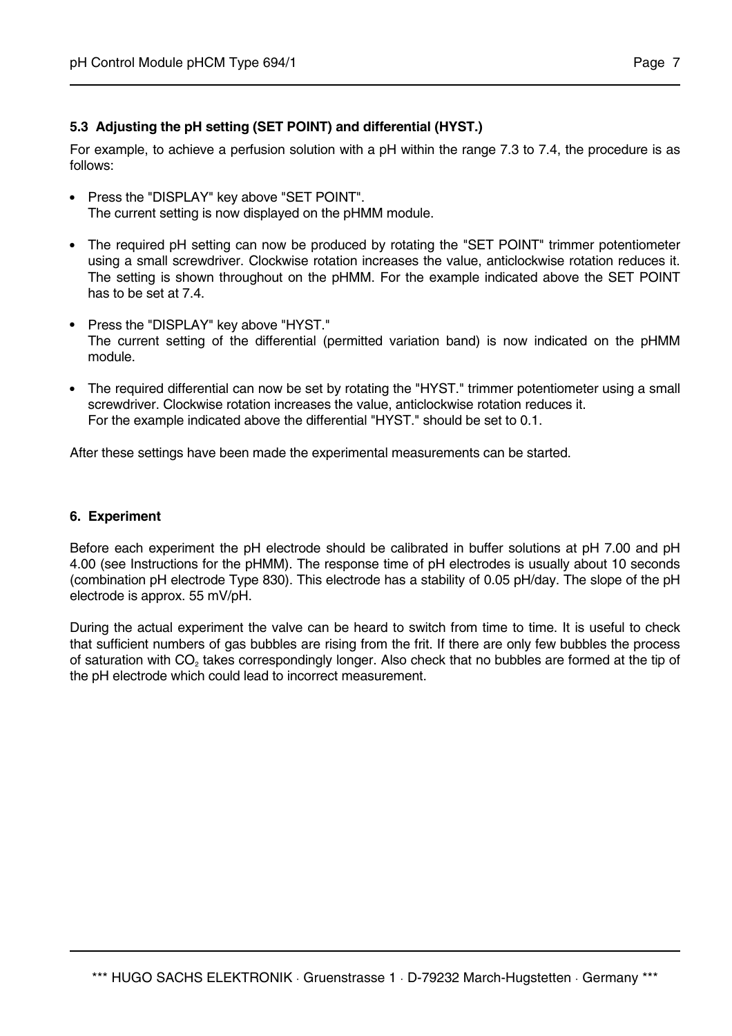### 5.3 Adjusting the pH setting (SET POINT) and differential (HYST.)

For example, to achieve a perfusion solution with a pH within the range 7.3 to 7.4, the procedure is as follows:

- Press the "DISPLAY" key above "SET POINT".
  The current setting is now displayed on the pHMM module.

- The required pH setting can now be produced by rotating the "SET POINT" trimmer potentiometer using a small screwdriver. Clockwise rotation increases the value, anticlockwise rotation reduces it. The setting is shown throughout on the pHMM. For the example indicated above the SET POINT has to be set at 7.4.

- Press the "DISPLAY" key above "HYST."
  The current setting of the differential (permitted variation band) is now indicated on the pHMM module.

- The required differential can now be set by rotating the "HYST." trimmer potentiometer using a small screwdriver. Clockwise rotation increases the value, anticlockwise rotation reduces it.
  For the example indicated above the differential "HYST." should be set to 0.1.

After these settings have been made the experimental measurements can be started.

## 6. Experiment

Before each experiment the pH electrode should be calibrated in buffer solutions at pH 7.00 and pH 4.00 (see Instructions for the pHMM). The response time of pH electrodes is usually about 10 seconds (combination pH electrode Type 830). This electrode has a stability of 0.05 pH/day. The slope of the pH electrode is approx. 55 mV/pH.

During the actual experiment the valve can be heard to switch from time to time. It is useful to check that sufficient numbers of gas bubbles are rising from the frit. If there are only few bubbles the process of saturation with $CO_2$ takes correspondingly longer. Also check that no bubbles are formed at the tip of the pH electrode which could lead to incorrect measurement.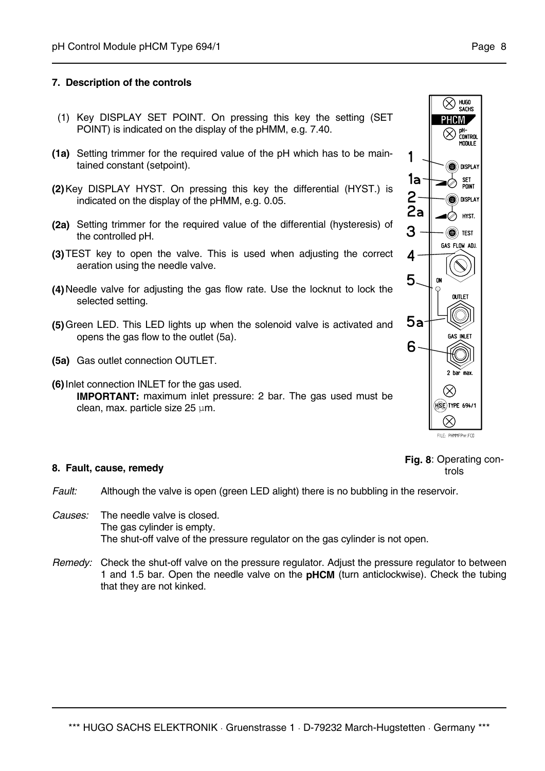## 7. Description of the controls

(1) Key DISPLAY SET POINT. On pressing this key the setting (SET POINT) is indicated on the display of the pHMM, e.g. 7.40.

**(1a)** Setting trimmer for the required value of the pH which has to be maintained constant (setpoint).

**(2)** Key DISPLAY HYST. On pressing this key the differential (HYST.) is indicated on the display of the pHMM, e.g. 0.05.

**(2a)** Setting trimmer for the required value of the differential (hysteresis) of the controlled pH.

**(3)** TEST key to open the valve. This is used when adjusting the correct aeration using the needle valve.

**(4)** Needle valve for adjusting the gas flow rate. Use the locknut to lock the selected setting.

**(5)** Green LED. This LED lights up when the solenoid valve is activated and opens the gas flow to the outlet (5a).

**(5a)** Gas outlet connection OUTLET.

**(6)** Inlet connection INLET for the gas used.
**IMPORTANT:** maximum inlet pressure: 2 bar. The gas used must be clean, max. particle size 25 µm.

HUGO SACHS
PHCM
pH-CONTROL MODULE
1 DISPLAY
1a SET POINT
2 DISPLAY
2a HYST.
3 TEST
4 GAS FLOW ADJ.
5 ON
OUTLET
5a
GAS INLET
6
2 bar max.
HSE TYPE 694/1
FILE: PHMMFPnr.FCD

**Fig. 8**: Operating controls

## 8. Fault, cause, remedy

*Fault:* Although the valve is open (green LED alight) there is no bubbling in the reservoir.

*Causes:* The needle valve is closed.
The gas cylinder is empty.
The shut-off valve of the pressure regulator on the gas cylinder is not open.

*Remedy:* Check the shut-off valve on the pressure regulator. Adjust the pressure regulator to between 1 and 1.5 bar. Open the needle valve on the **pHCM** (turn anticlockwise). Check the tubing that they are not kinked.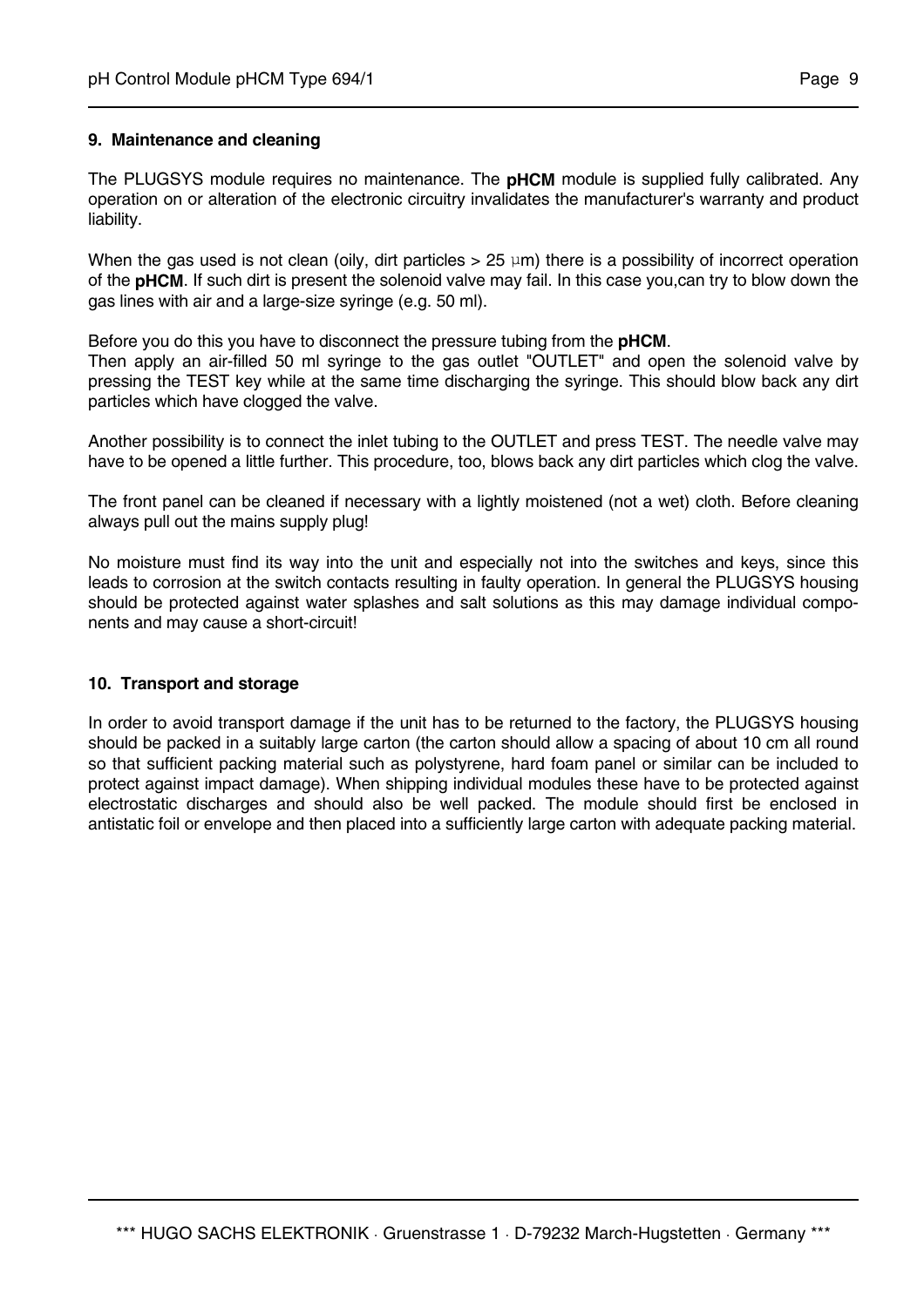## 9. Maintenance and cleaning

The PLUGSYS module requires no maintenance. The **pHCM** module is supplied fully calibrated. Any operation on or alteration of the electronic circuitry invalidates the manufacturer's warranty and product liability.

When the gas used is not clean (oily, dirt particles > 25 µm) there is a possibility of incorrect operation of the **pHCM**. If such dirt is present the solenoid valve may fail. In this case you,can try to blow down the gas lines with air and a large-size syringe (e.g. 50 ml).

Before you do this you have to disconnect the pressure tubing from the **pHCM**.
Then apply an air-filled 50 ml syringe to the gas outlet "OUTLET" and open the solenoid valve by pressing the TEST key while at the same time discharging the syringe. This should blow back any dirt particles which have clogged the valve.

Another possibility is to connect the inlet tubing to the OUTLET and press TEST. The needle valve may have to be opened a little further. This procedure, too, blows back any dirt particles which clog the valve.

The front panel can be cleaned if necessary with a lightly moistened (not a wet) cloth. Before cleaning always pull out the mains supply plug!

No moisture must find its way into the unit and especially not into the switches and keys, since this leads to corrosion at the switch contacts resulting in faulty operation. In general the PLUGSYS housing should be protected against water splashes and salt solutions as this may damage individual components and may cause a short-circuit!

## 10. Transport and storage

In order to avoid transport damage if the unit has to be returned to the factory, the PLUGSYS housing should be packed in a suitably large carton (the carton should allow a spacing of about 10 cm all round so that sufficient packing material such as polystyrene, hard foam panel or similar can be included to protect against impact damage). When shipping individual modules these have to be protected against electrostatic discharges and should also be well packed. The module should first be enclosed in antistatic foil or envelope and then placed into a sufficiently large carton with adequate packing material.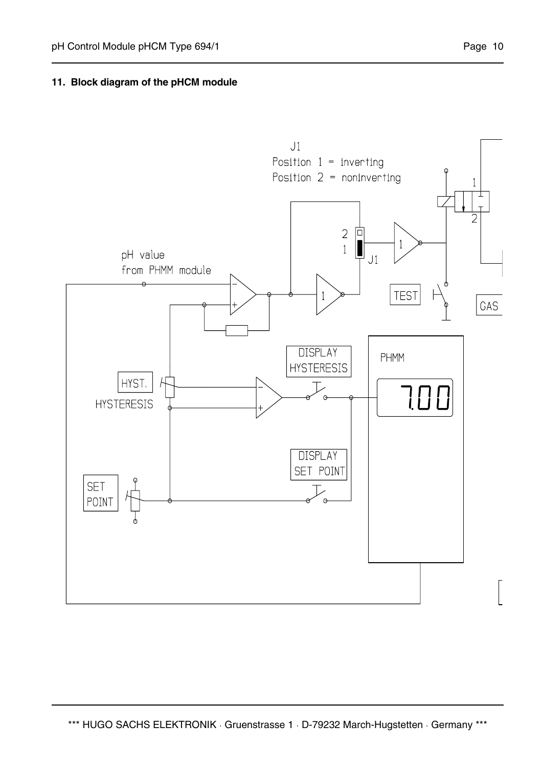## 11. Block diagram of the pHCM module

J1
Position 1 = inverting
Position 2 = noninverting

2
1
J1

1

1

2

1

TEST

GAS

pH value
from PHMM module

1

DISPLAY
HYSTERESIS

PHMM

HYST.
HYSTERESIS

7.00

DISPLAY
SET POINT

SET
POINT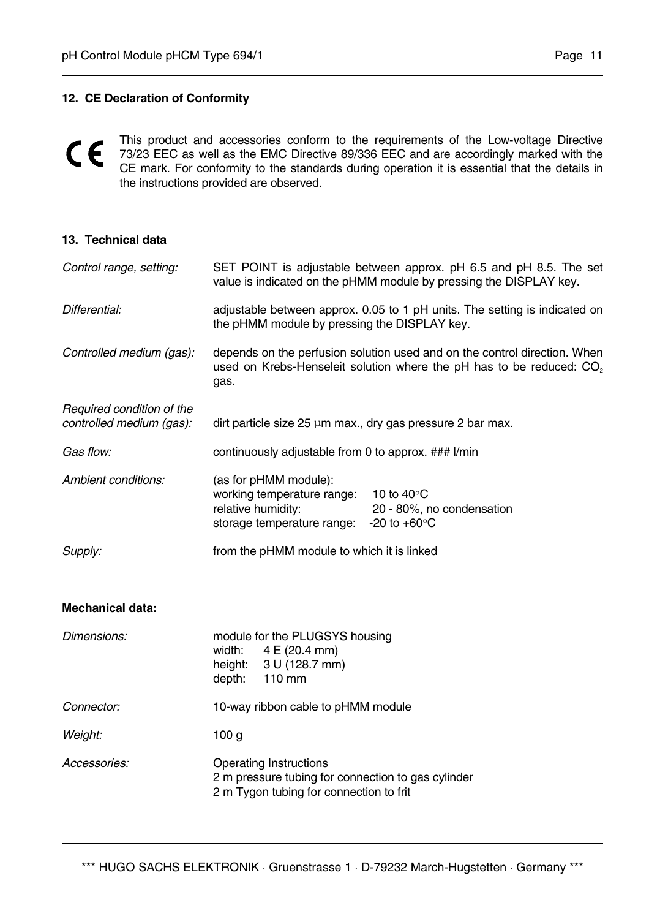## 12. CE Declaration of Conformity

CE This product and accessories conform to the requirements of the Low-voltage Directive 73/23 EEC as well as the EMC Directive 89/336 EEC and are accordingly marked with the CE mark. For conformity to the standards during operation it is essential that the details in the instructions provided are observed.

## 13. Technical data

| | |
|---|---|
| *Control range, setting:* | SET POINT is adjustable between approx. pH 6.5 and pH 8.5. The set value is indicated on the pHMM module by pressing the DISPLAY key. |
| *Differential:* | adjustable between approx. 0.05 to 1 pH units. The setting is indicated on the pHMM module by pressing the DISPLAY key. |
| *Controlled medium (gas):* | depends on the perfusion solution used and on the control direction. When used on Krebs-Henseleit solution where the pH has to be reduced: $CO_2$ gas. |
| *Required condition of the controlled medium (gas):* | dirt particle size 25 µm max., dry gas pressure 2 bar max. |
| *Gas flow:* | continuously adjustable from 0 to approx. ### l/min |
| *Ambient conditions:* | (as for pHMM module):<br>working temperature range: 10 to 40°C<br>relative humidity: 20 - 80%, no condensation<br>storage temperature range: -20 to +60°C |
| *Supply:* | from the pHMM module to which it is linked |

### Mechanical data:

| | |
|---|---|
| *Dimensions:* | module for the PLUGSYS housing<br>width: 4 E (20.4 mm)<br>height: 3 U (128.7 mm)<br>depth: 110 mm |
| *Connector:* | 10-way ribbon cable to pHMM module |
| *Weight:* | 100 g |
| *Accessories:* | Operating Instructions<br>2 m pressure tubing for connection to gas cylinder<br>2 m Tygon tubing for connection to frit |

*** HUGO SACHS ELEKTRONIK · Gruenstrasse 1 · D-79232 March-Hugstetten · Germany ***